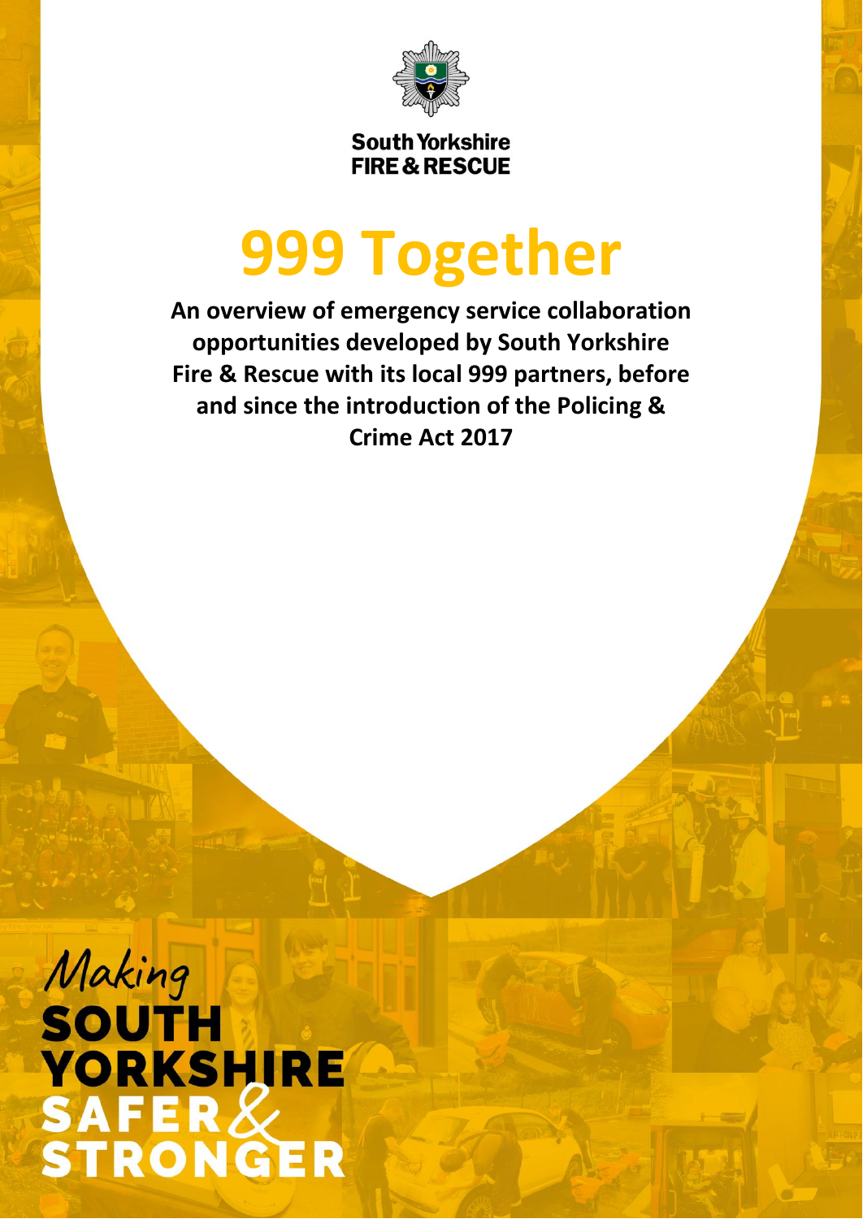South Yorkshire
FIRE & RESCUE

# 999 Together

**An overview of emergency service collaboration opportunities developed by South Yorkshire Fire & Rescue with its local 999 partners, before and since the introduction of the Policing & Crime Act 2017**

*Making* **SOUTH YORKSHIRE SAFER & STRONGER**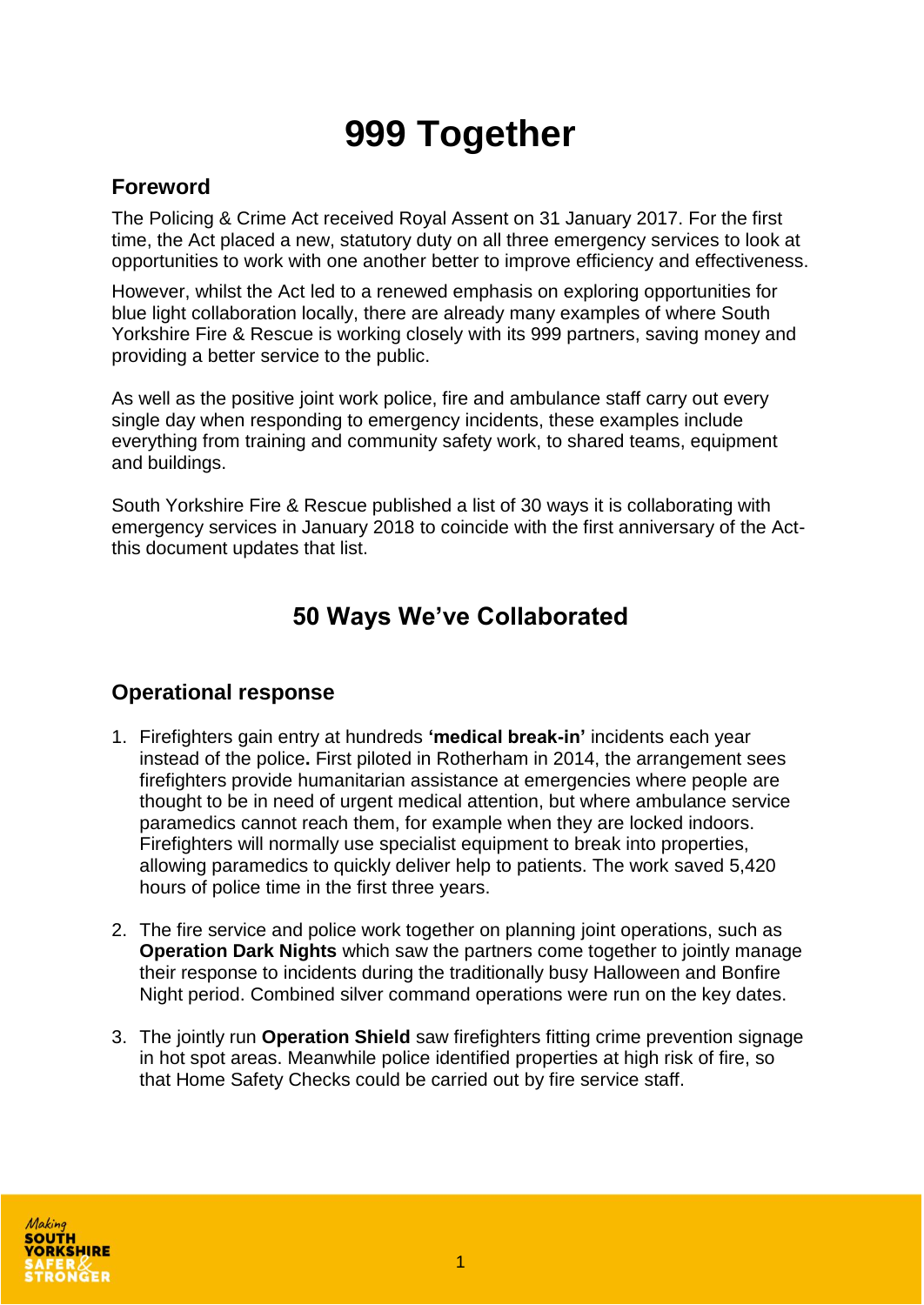# 999 Together

## Foreword

The Policing & Crime Act received Royal Assent on 31 January 2017. For the first time, the Act placed a new, statutory duty on all three emergency services to look at opportunities to work with one another better to improve efficiency and effectiveness.

However, whilst the Act led to a renewed emphasis on exploring opportunities for blue light collaboration locally, there are already many examples of where South Yorkshire Fire & Rescue is working closely with its 999 partners, saving money and providing a better service to the public.

As well as the positive joint work police, fire and ambulance staff carry out every single day when responding to emergency incidents, these examples include everything from training and community safety work, to shared teams, equipment and buildings.

South Yorkshire Fire & Rescue published a list of 30 ways it is collaborating with emergency services in January 2018 to coincide with the first anniversary of the Act- this document updates that list.

## 50 Ways We've Collaborated

### Operational response

1. Firefighters gain entry at hundreds **'medical break-in'** incidents each year instead of the police**.** First piloted in Rotherham in 2014, the arrangement sees firefighters provide humanitarian assistance at emergencies where people are thought to be in need of urgent medical attention, but where ambulance service paramedics cannot reach them, for example when they are locked indoors. Firefighters will normally use specialist equipment to break into properties, allowing paramedics to quickly deliver help to patients. The work saved 5,420 hours of police time in the first three years.

2. The fire service and police work together on planning joint operations, such as **Operation Dark Nights** which saw the partners come together to jointly manage their response to incidents during the traditionally busy Halloween and Bonfire Night period. Combined silver command operations were run on the key dates.

3. The jointly run **Operation Shield** saw firefighters fitting crime prevention signage in hot spot areas. Meanwhile police identified properties at high risk of fire, so that Home Safety Checks could be carried out by fire service staff.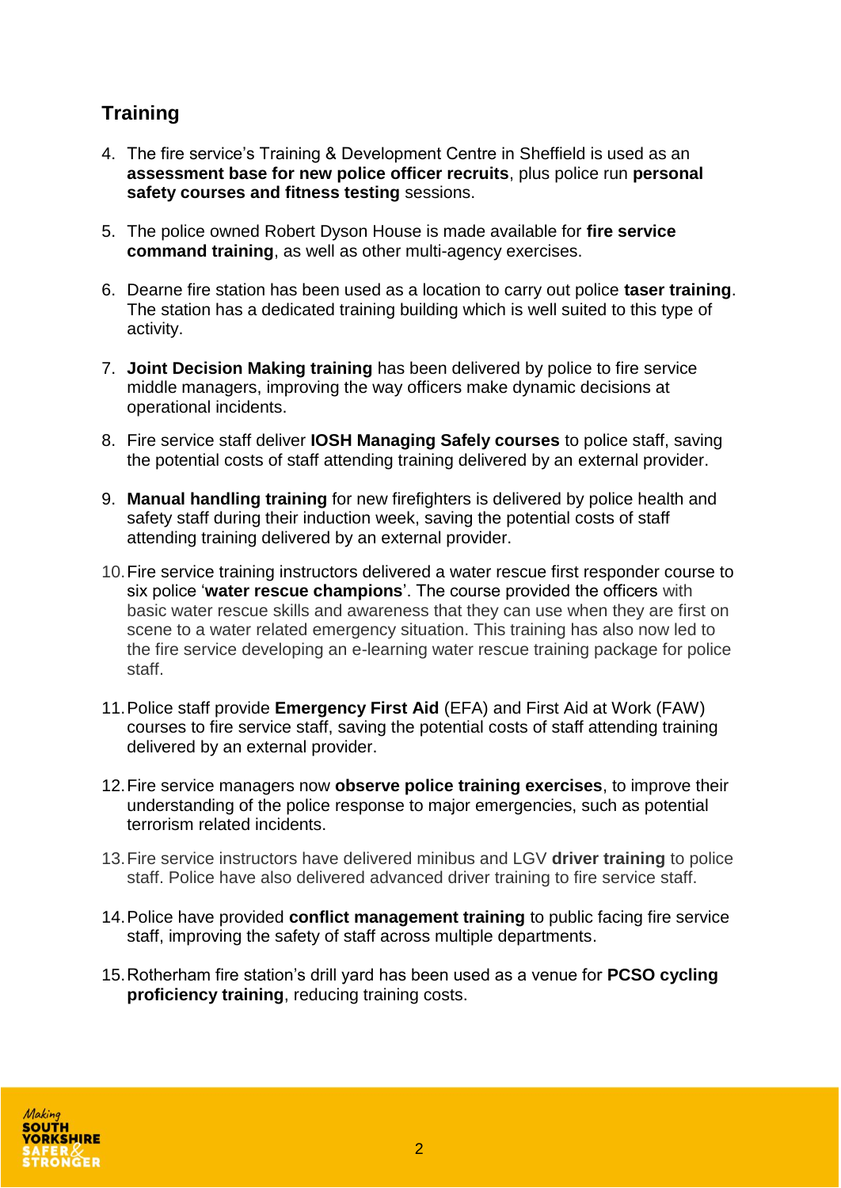## Training

4. The fire service's Training & Development Centre in Sheffield is used as an **assessment base for new police officer recruits**, plus police run **personal safety courses and fitness testing** sessions.

5. The police owned Robert Dyson House is made available for **fire service command training**, as well as other multi-agency exercises.

6. Dearne fire station has been used as a location to carry out police **taser training**. The station has a dedicated training building which is well suited to this type of activity.

7. **Joint Decision Making training** has been delivered by police to fire service middle managers, improving the way officers make dynamic decisions at operational incidents.

8. Fire service staff deliver **IOSH Managing Safely courses** to police staff, saving the potential costs of staff attending training delivered by an external provider.

9. **Manual handling training** for new firefighters is delivered by police health and safety staff during their induction week, saving the potential costs of staff attending training delivered by an external provider.

10. Fire service training instructors delivered a water rescue first responder course to six police '**water rescue champions**'. The course provided the officers with basic water rescue skills and awareness that they can use when they are first on scene to a water related emergency situation. This training has also now led to the fire service developing an e-learning water rescue training package for police staff.

11. Police staff provide **Emergency First Aid** (EFA) and First Aid at Work (FAW) courses to fire service staff, saving the potential costs of staff attending training delivered by an external provider.

12. Fire service managers now **observe police training exercises**, to improve their understanding of the police response to major emergencies, such as potential terrorism related incidents.

13. Fire service instructors have delivered minibus and LGV **driver training** to police staff. Police have also delivered advanced driver training to fire service staff.

14. Police have provided **conflict management training** to public facing fire service staff, improving the safety of staff across multiple departments.

15. Rotherham fire station's drill yard has been used as a venue for **PCSO cycling proficiency training**, reducing training costs.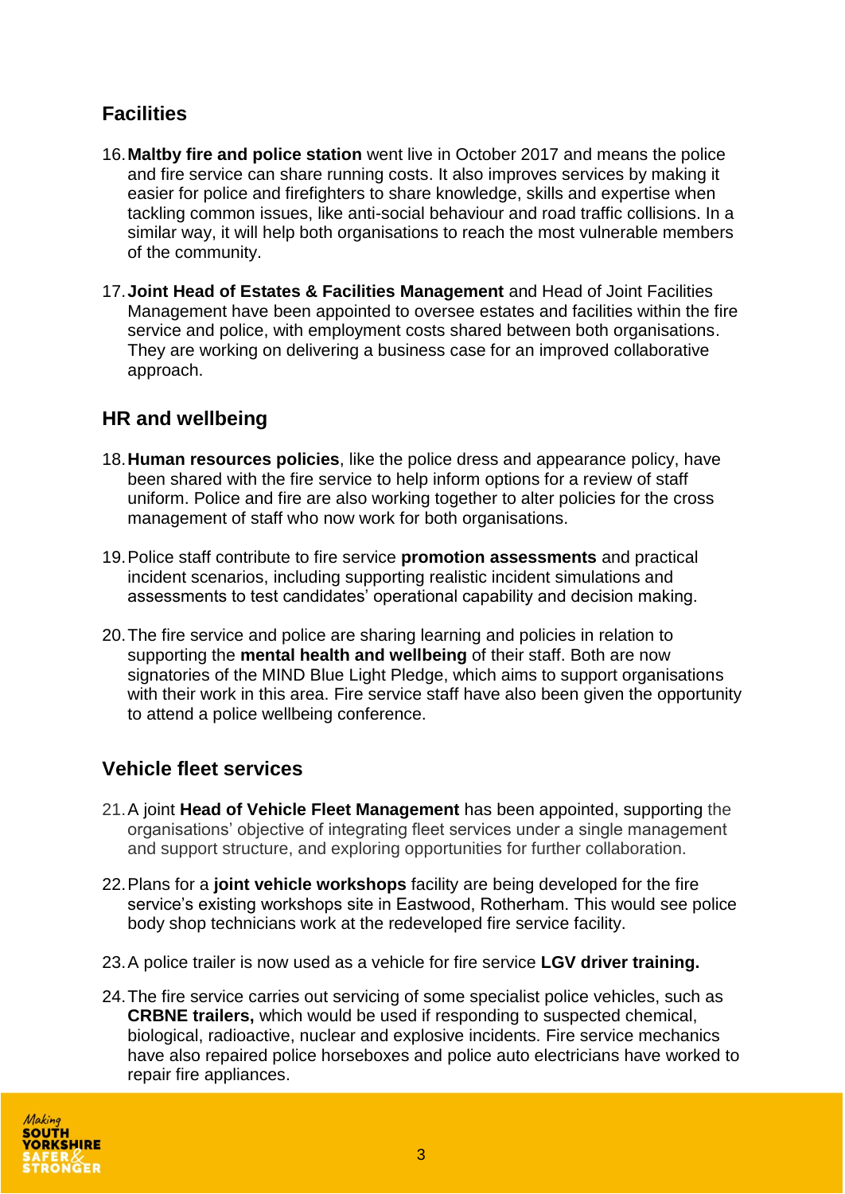## Facilities

16. **Maltby fire and police station** went live in October 2017 and means the police and fire service can share running costs. It also improves services by making it easier for police and firefighters to share knowledge, skills and expertise when tackling common issues, like anti-social behaviour and road traffic collisions. In a similar way, it will help both organisations to reach the most vulnerable members of the community.

17. **Joint Head of Estates & Facilities Management** and Head of Joint Facilities Management have been appointed to oversee estates and facilities within the fire service and police, with employment costs shared between both organisations. They are working on delivering a business case for an improved collaborative approach.

## HR and wellbeing

18. **Human resources policies**, like the police dress and appearance policy, have been shared with the fire service to help inform options for a review of staff uniform. Police and fire are also working together to alter policies for the cross management of staff who now work for both organisations.

19. Police staff contribute to fire service **promotion assessments** and practical incident scenarios, including supporting realistic incident simulations and assessments to test candidates' operational capability and decision making.

20. The fire service and police are sharing learning and policies in relation to supporting the **mental health and wellbeing** of their staff. Both are now signatories of the MIND Blue Light Pledge, which aims to support organisations with their work in this area. Fire service staff have also been given the opportunity to attend a police wellbeing conference.

## Vehicle fleet services

21. A joint **Head of Vehicle Fleet Management** has been appointed, supporting the organisations' objective of integrating fleet services under a single management and support structure, and exploring opportunities for further collaboration.

22. Plans for a **joint vehicle workshops** facility are being developed for the fire service's existing workshops site in Eastwood, Rotherham. This would see police body shop technicians work at the redeveloped fire service facility.

23. A police trailer is now used as a vehicle for fire service **LGV driver training.**

24. The fire service carries out servicing of some specialist police vehicles, such as **CRBNE trailers,** which would be used if responding to suspected chemical, biological, radioactive, nuclear and explosive incidents. Fire service mechanics have also repaired police horseboxes and police auto electricians have worked to repair fire appliances.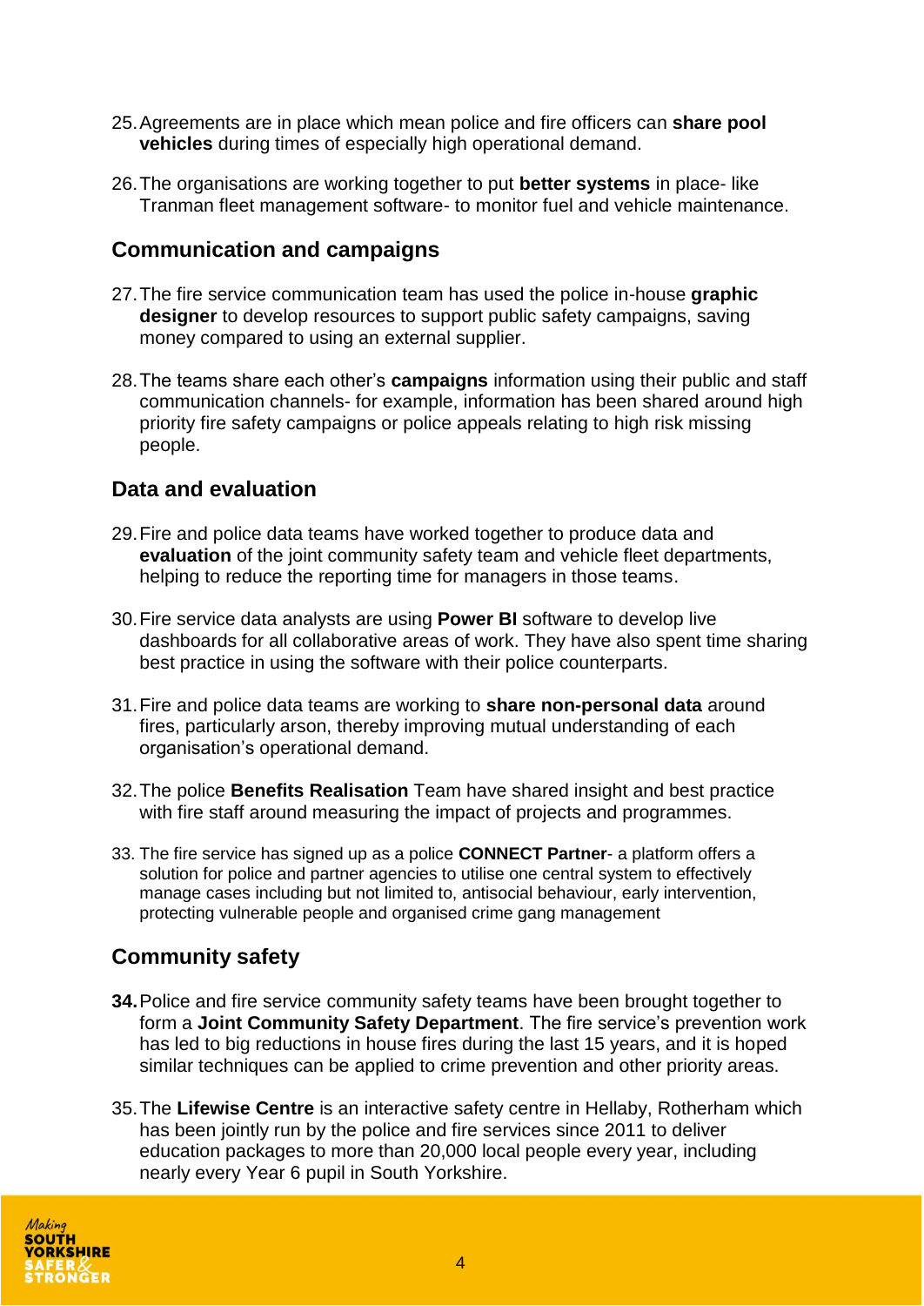25. Agreements are in place which mean police and fire officers can **share pool vehicles** during times of especially high operational demand.

26. The organisations are working together to put **better systems** in place- like Tranman fleet management software- to monitor fuel and vehicle maintenance.

## Communication and campaigns

27. The fire service communication team has used the police in-house **graphic designer** to develop resources to support public safety campaigns, saving money compared to using an external supplier.

28. The teams share each other's **campaigns** information using their public and staff communication channels- for example, information has been shared around high priority fire safety campaigns or police appeals relating to high risk missing people.

## Data and evaluation

29. Fire and police data teams have worked together to produce data and **evaluation** of the joint community safety team and vehicle fleet departments, helping to reduce the reporting time for managers in those teams.

30. Fire service data analysts are using **Power BI** software to develop live dashboards for all collaborative areas of work. They have also spent time sharing best practice in using the software with their police counterparts.

31. Fire and police data teams are working to **share non-personal data** around fires, particularly arson, thereby improving mutual understanding of each organisation's operational demand.

32. The police **Benefits Realisation** Team have shared insight and best practice with fire staff around measuring the impact of projects and programmes.

33. The fire service has signed up as a police **CONNECT Partner**- a platform offers a solution for police and partner agencies to utilise one central system to effectively manage cases including but not limited to, antisocial behaviour, early intervention, protecting vulnerable people and organised crime gang management

## Community safety

34. Police and fire service community safety teams have been brought together to form a **Joint Community Safety Department**. The fire service's prevention work has led to big reductions in house fires during the last 15 years, and it is hoped similar techniques can be applied to crime prevention and other priority areas.

35. The **Lifewise Centre** is an interactive safety centre in Hellaby, Rotherham which has been jointly run by the police and fire services since 2011 to deliver education packages to more than 20,000 local people every year, including nearly every Year 6 pupil in South Yorkshire.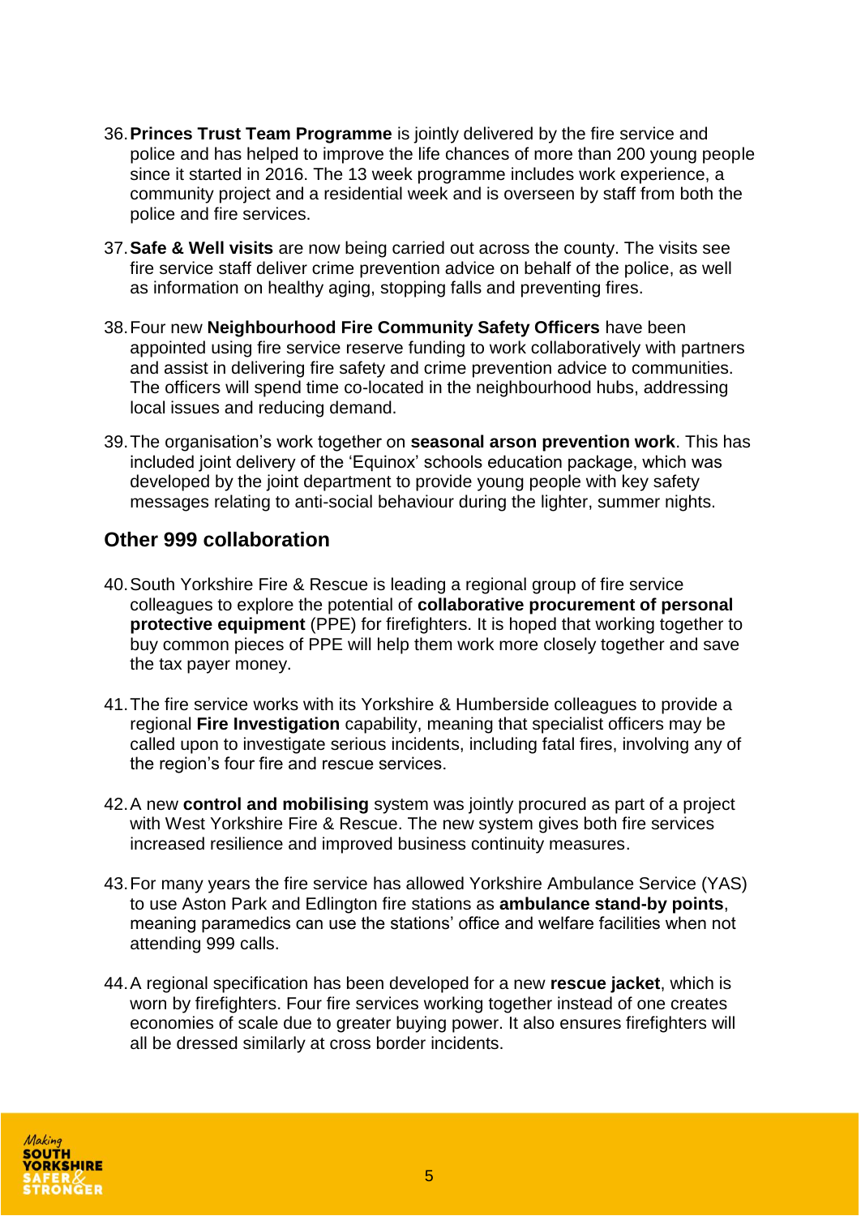36. **Princes Trust Team Programme** is jointly delivered by the fire service and police and has helped to improve the life chances of more than 200 young people since it started in 2016. The 13 week programme includes work experience, a community project and a residential week and is overseen by staff from both the police and fire services.

37. **Safe & Well visits** are now being carried out across the county. The visits see fire service staff deliver crime prevention advice on behalf of the police, as well as information on healthy aging, stopping falls and preventing fires.

38. Four new **Neighbourhood Fire Community Safety Officers** have been appointed using fire service reserve funding to work collaboratively with partners and assist in delivering fire safety and crime prevention advice to communities. The officers will spend time co-located in the neighbourhood hubs, addressing local issues and reducing demand.

39. The organisation's work together on **seasonal arson prevention work**. This has included joint delivery of the 'Equinox' schools education package, which was developed by the joint department to provide young people with key safety messages relating to anti-social behaviour during the lighter, summer nights.

## Other 999 collaboration

40. South Yorkshire Fire & Rescue is leading a regional group of fire service colleagues to explore the potential of **collaborative procurement of personal protective equipment** (PPE) for firefighters. It is hoped that working together to buy common pieces of PPE will help them work more closely together and save the tax payer money.

41. The fire service works with its Yorkshire & Humberside colleagues to provide a regional **Fire Investigation** capability, meaning that specialist officers may be called upon to investigate serious incidents, including fatal fires, involving any of the region's four fire and rescue services.

42. A new **control and mobilising** system was jointly procured as part of a project with West Yorkshire Fire & Rescue. The new system gives both fire services increased resilience and improved business continuity measures.

43. For many years the fire service has allowed Yorkshire Ambulance Service (YAS) to use Aston Park and Edlington fire stations as **ambulance stand-by points**, meaning paramedics can use the stations' office and welfare facilities when not attending 999 calls.

44. A regional specification has been developed for a new **rescue jacket**, which is worn by firefighters. Four fire services working together instead of one creates economies of scale due to greater buying power. It also ensures firefighters will all be dressed similarly at cross border incidents.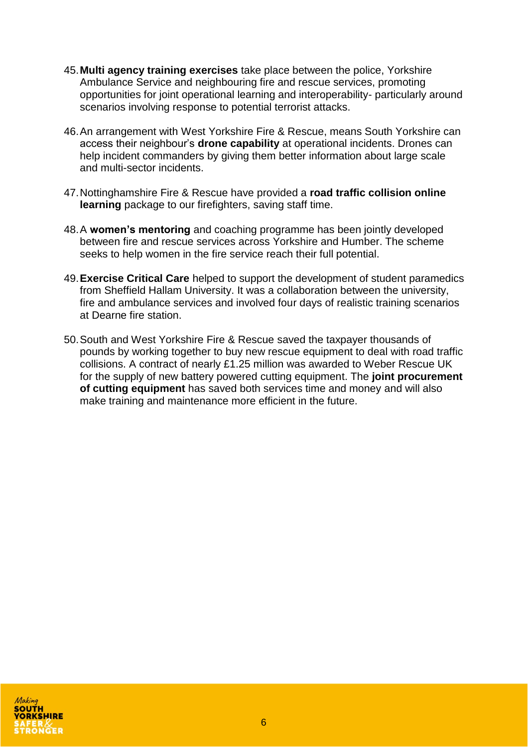45. **Multi agency training exercises** take place between the police, Yorkshire Ambulance Service and neighbouring fire and rescue services, promoting opportunities for joint operational learning and interoperability- particularly around scenarios involving response to potential terrorist attacks.

46. An arrangement with West Yorkshire Fire & Rescue, means South Yorkshire can access their neighbour's **drone capability** at operational incidents. Drones can help incident commanders by giving them better information about large scale and multi-sector incidents.

47. Nottinghamshire Fire & Rescue have provided a **road traffic collision online learning** package to our firefighters, saving staff time.

48. A **women's mentoring** and coaching programme has been jointly developed between fire and rescue services across Yorkshire and Humber. The scheme seeks to help women in the fire service reach their full potential.

49. **Exercise Critical Care** helped to support the development of student paramedics from Sheffield Hallam University. It was a collaboration between the university, fire and ambulance services and involved four days of realistic training scenarios at Dearne fire station.

50. South and West Yorkshire Fire & Rescue saved the taxpayer thousands of pounds by working together to buy new rescue equipment to deal with road traffic collisions. A contract of nearly £1.25 million was awarded to Weber Rescue UK for the supply of new battery powered cutting equipment. The **joint procurement of cutting equipment** has saved both services time and money and will also make training and maintenance more efficient in the future.